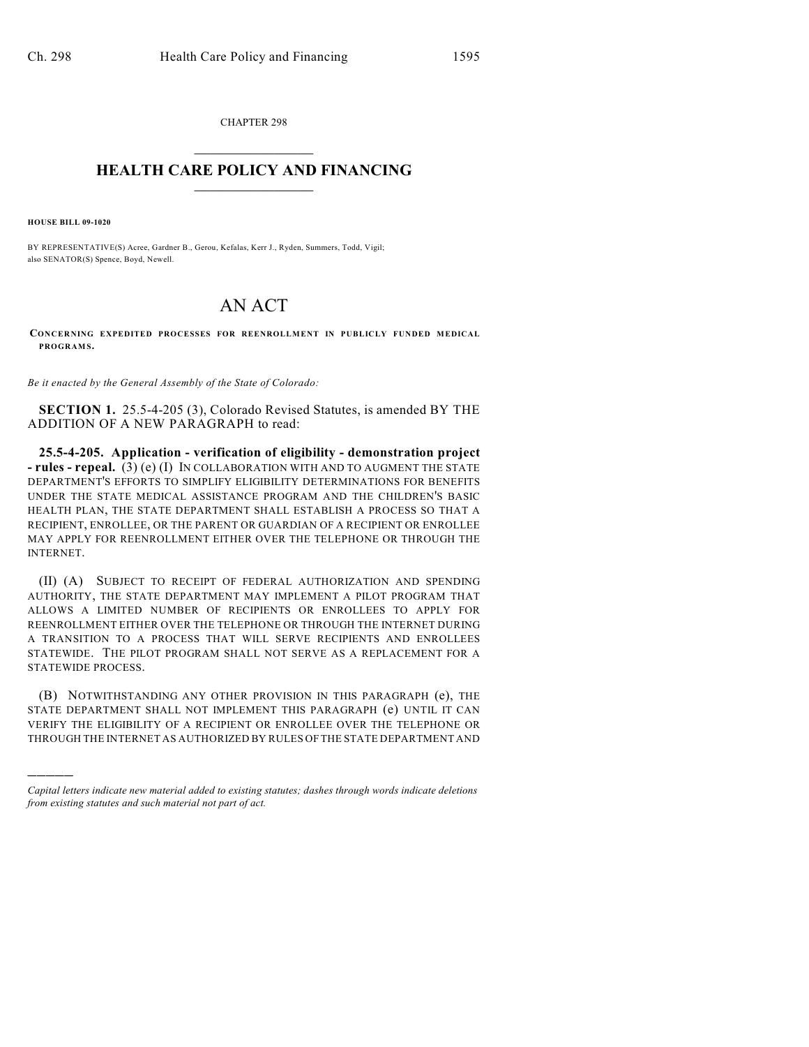CHAPTER 298

# HEALTH CARE POLICY AND FINANCING

**HOUSE BILL 09-1020**

BY REPRESENTATIVE(S) Acree, Gardner B., Gerou, Kefalas, Kerr J., Ryden, Summers, Todd, Vigil; also SENATOR(S) Spence, Boyd, Newell.

# AN ACT

**CONCERNING EXPEDITED PROCESSES FOR REENROLLMENT IN PUBLICLY FUNDED MEDICAL PROGRAMS.**

*Be it enacted by the General Assembly of the State of Colorado:*

**SECTION 1.** 25.5-4-205 (3), Colorado Revised Statutes, is amended BY THE ADDITION OF A NEW PARAGRAPH to read:

**25.5-4-205. Application - verification of eligibility - demonstration project - rules - repeal.** (3) (e) (I) IN COLLABORATION WITH AND TO AUGMENT THE STATE DEPARTMENT'S EFFORTS TO SIMPLIFY ELIGIBILITY DETERMINATIONS FOR BENEFITS UNDER THE STATE MEDICAL ASSISTANCE PROGRAM AND THE CHILDREN'S BASIC HEALTH PLAN, THE STATE DEPARTMENT SHALL ESTABLISH A PROCESS SO THAT A RECIPIENT, ENROLLEE, OR THE PARENT OR GUARDIAN OF A RECIPIENT OR ENROLLEE MAY APPLY FOR REENROLLMENT EITHER OVER THE TELEPHONE OR THROUGH THE INTERNET.

(II) (A) SUBJECT TO RECEIPT OF FEDERAL AUTHORIZATION AND SPENDING AUTHORITY, THE STATE DEPARTMENT MAY IMPLEMENT A PILOT PROGRAM THAT ALLOWS A LIMITED NUMBER OF RECIPIENTS OR ENROLLEES TO APPLY FOR REENROLLMENT EITHER OVER THE TELEPHONE OR THROUGH THE INTERNET DURING A TRANSITION TO A PROCESS THAT WILL SERVE RECIPIENTS AND ENROLLEES STATEWIDE. THE PILOT PROGRAM SHALL NOT SERVE AS A REPLACEMENT FOR A STATEWIDE PROCESS.

(B) NOTWITHSTANDING ANY OTHER PROVISION IN THIS PARAGRAPH (e), THE STATE DEPARTMENT SHALL NOT IMPLEMENT THIS PARAGRAPH (e) UNTIL IT CAN VERIFY THE ELIGIBILITY OF A RECIPIENT OR ENROLLEE OVER THE TELEPHONE OR THROUGH THE INTERNET AS AUTHORIZED BY RULES OF THE STATE DEPARTMENT AND

---

*Capital letters indicate new material added to existing statutes; dashes through words indicate deletions from existing statutes and such material not part of act.*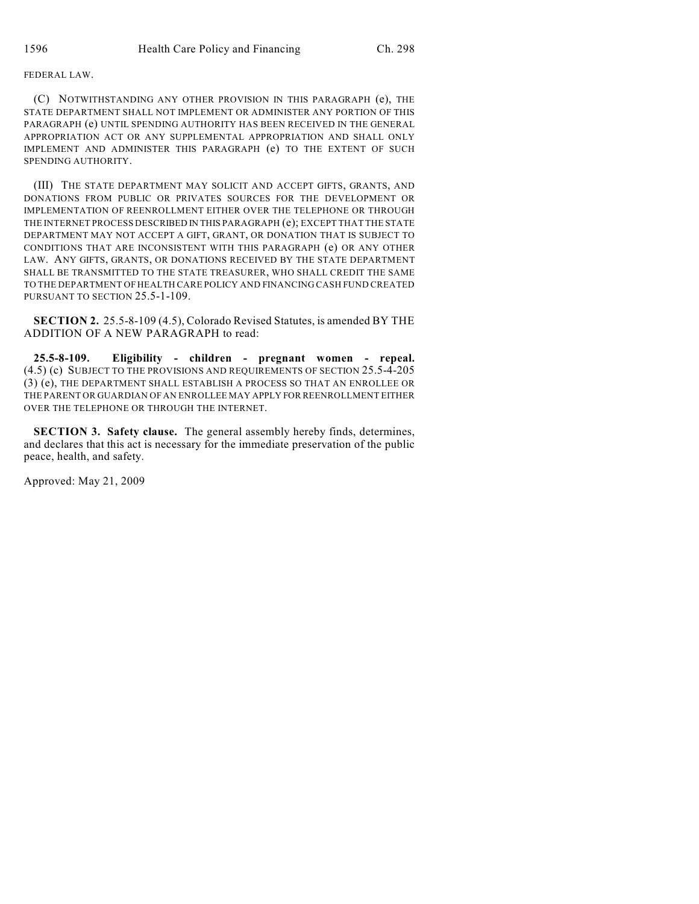FEDERAL LAW.

(C) NOTWITHSTANDING ANY OTHER PROVISION IN THIS PARAGRAPH (e), THE STATE DEPARTMENT SHALL NOT IMPLEMENT OR ADMINISTER ANY PORTION OF THIS PARAGRAPH (e) UNTIL SPENDING AUTHORITY HAS BEEN RECEIVED IN THE GENERAL APPROPRIATION ACT OR ANY SUPPLEMENTAL APPROPRIATION AND SHALL ONLY IMPLEMENT AND ADMINISTER THIS PARAGRAPH (e) TO THE EXTENT OF SUCH SPENDING AUTHORITY.

(III) THE STATE DEPARTMENT MAY SOLICIT AND ACCEPT GIFTS, GRANTS, AND DONATIONS FROM PUBLIC OR PRIVATES SOURCES FOR THE DEVELOPMENT OR IMPLEMENTATION OF REENROLLMENT EITHER OVER THE TELEPHONE OR THROUGH THE INTERNET PROCESS DESCRIBED IN THIS PARAGRAPH (e); EXCEPT THAT THE STATE DEPARTMENT MAY NOT ACCEPT A GIFT, GRANT, OR DONATION THAT IS SUBJECT TO CONDITIONS THAT ARE INCONSISTENT WITH THIS PARAGRAPH (e) OR ANY OTHER LAW. ANY GIFTS, GRANTS, OR DONATIONS RECEIVED BY THE STATE DEPARTMENT SHALL BE TRANSMITTED TO THE STATE TREASURER, WHO SHALL CREDIT THE SAME TO THE DEPARTMENT OF HEALTH CARE POLICY AND FINANCING CASH FUND CREATED PURSUANT TO SECTION 25.5-1-109.

**SECTION 2.** 25.5-8-109 (4.5), Colorado Revised Statutes, is amended BY THE ADDITION OF A NEW PARAGRAPH to read:

**25.5-8-109. Eligibility - children - pregnant women - repeal.** (4.5) (c) SUBJECT TO THE PROVISIONS AND REQUIREMENTS OF SECTION 25.5-4-205 (3) (e), THE DEPARTMENT SHALL ESTABLISH A PROCESS SO THAT AN ENROLLEE OR THE PARENT OR GUARDIAN OF AN ENROLLEE MAY APPLY FOR REENROLLMENT EITHER OVER THE TELEPHONE OR THROUGH THE INTERNET.

**SECTION 3. Safety clause.** The general assembly hereby finds, determines, and declares that this act is necessary for the immediate preservation of the public peace, health, and safety.

Approved: May 21, 2009